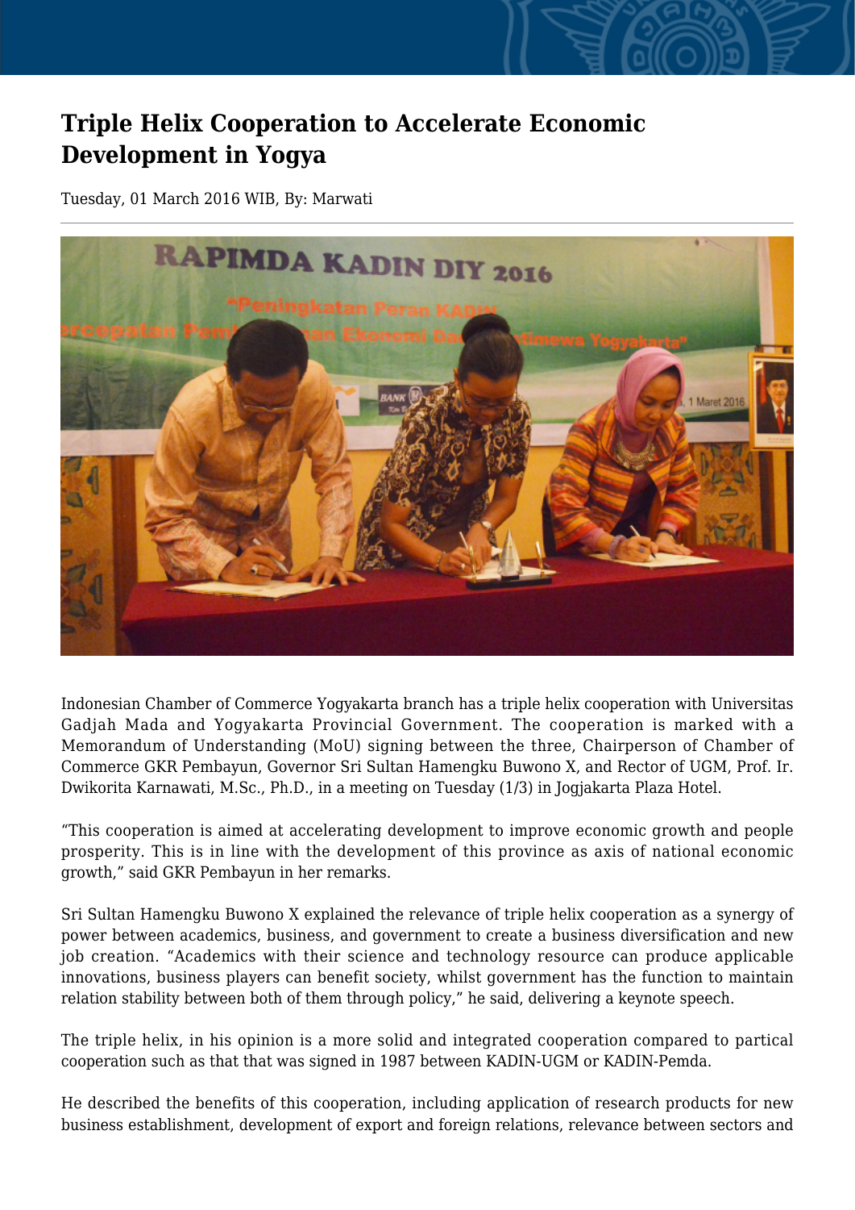# Triple Helix Cooperation to Accelerate Economic Development in Yogya

Tuesday, 01 March 2016 WIB, By: Marwati

Indonesian Chamber of Commerce Yogyakarta branch has a triple helix cooperation with Universitas Gadjah Mada and Yogyakarta Provincial Government. The cooperation is marked with a Memorandum of Understanding (MoU) signing between the three, Chairperson of Chamber of Commerce GKR Pembayun, Governor Sri Sultan Hamengku Buwono X, and Rector of UGM, Prof. Ir. Dwikorita Karnawati, M.Sc., Ph.D., in a meeting on Tuesday (1/3) in Jogjakarta Plaza Hotel.

“This cooperation is aimed at accelerating development to improve economic growth and people prosperity. This is in line with the development of this province as axis of national economic growth,” said GKR Pembayun in her remarks.

Sri Sultan Hamengku Buwono X explained the relevance of triple helix cooperation as a synergy of power between academics, business, and government to create a business diversification and new job creation. “Academics with their science and technology resource can produce applicable innovations, business players can benefit society, whilst government has the function to maintain relation stability between both of them through policy,” he said, delivering a keynote speech.

The triple helix, in his opinion is a more solid and integrated cooperation compared to partical cooperation such as that that was signed in 1987 between KADIN-UGM or KADIN-Pemda.

He described the benefits of this cooperation, including application of research products for new business establishment, development of export and foreign relations, relevance between sectors and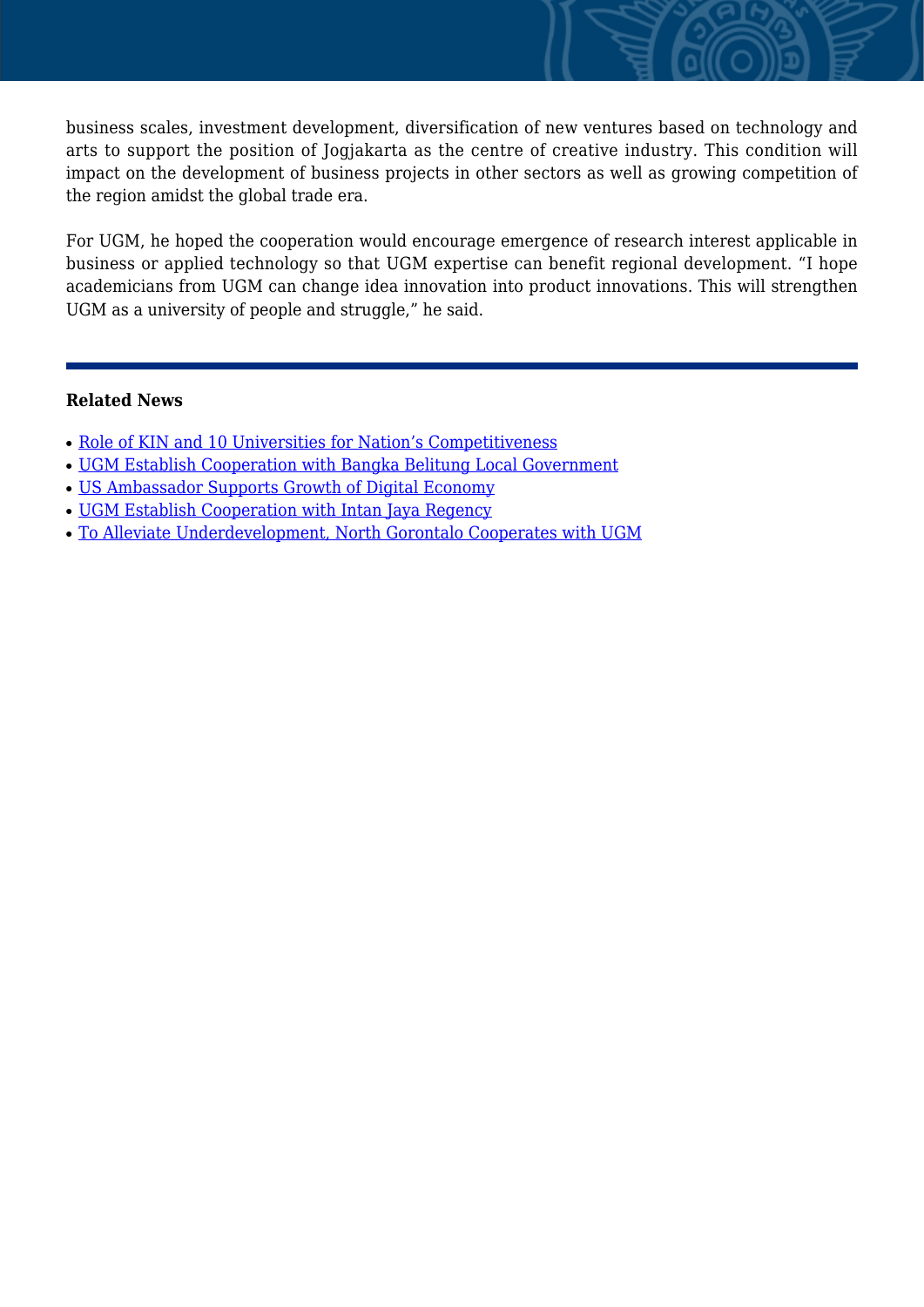business scales, investment development, diversification of new ventures based on technology and arts to support the position of Jogjakarta as the centre of creative industry. This condition will impact on the development of business projects in other sectors as well as growing competition of the region amidst the global trade era.

For UGM, he hoped the cooperation would encourage emergence of research interest applicable in business or applied technology so that UGM expertise can benefit regional development. “I hope academicians from UGM can change idea innovation into product innovations. This will strengthen UGM as a university of people and struggle,” he said.

---

**Related News**

- Role of KIN and 10 Universities for Nation’s Competitiveness
- UGM Establish Cooperation with Bangka Belitung Local Government
- US Ambassador Supports Growth of Digital Economy
- UGM Establish Cooperation with Intan Jaya Regency
- To Alleviate Underdevelopment, North Gorontalo Cooperates with UGM